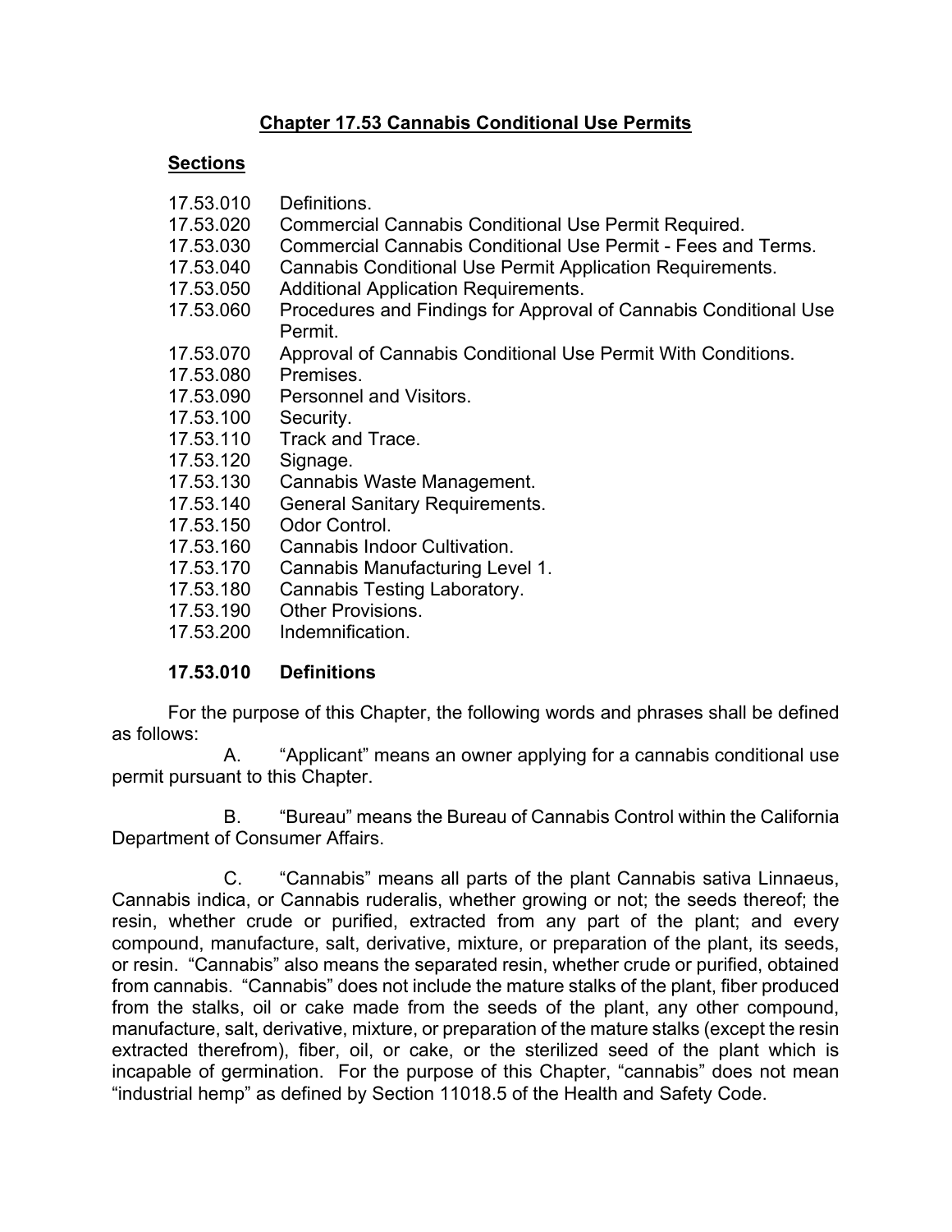# Chapter 17.53 Cannabis Conditional Use Permits

## Sections

| | |
|---|---|
| 17.53.010 | Definitions. |
| 17.53.020 | Commercial Cannabis Conditional Use Permit Required. |
| 17.53.030 | Commercial Cannabis Conditional Use Permit - Fees and Terms. |
| 17.53.040 | Cannabis Conditional Use Permit Application Requirements. |
| 17.53.050 | Additional Application Requirements. |
| 17.53.060 | Procedures and Findings for Approval of Cannabis Conditional Use Permit. |
| 17.53.070 | Approval of Cannabis Conditional Use Permit With Conditions. |
| 17.53.080 | Premises. |
| 17.53.090 | Personnel and Visitors. |
| 17.53.100 | Security. |
| 17.53.110 | Track and Trace. |
| 17.53.120 | Signage. |
| 17.53.130 | Cannabis Waste Management. |
| 17.53.140 | General Sanitary Requirements. |
| 17.53.150 | Odor Control. |
| 17.53.160 | Cannabis Indoor Cultivation. |
| 17.53.170 | Cannabis Manufacturing Level 1. |
| 17.53.180 | Cannabis Testing Laboratory. |
| 17.53.190 | Other Provisions. |
| 17.53.200 | Indemnification. |

### 17.53.010 Definitions

For the purpose of this Chapter, the following words and phrases shall be defined as follows:

A. "Applicant" means an owner applying for a cannabis conditional use permit pursuant to this Chapter.

B. "Bureau" means the Bureau of Cannabis Control within the California Department of Consumer Affairs.

C. "Cannabis" means all parts of the plant Cannabis sativa Linnaeus, Cannabis indica, or Cannabis ruderalis, whether growing or not; the seeds thereof; the resin, whether crude or purified, extracted from any part of the plant; and every compound, manufacture, salt, derivative, mixture, or preparation of the plant, its seeds, or resin. "Cannabis" also means the separated resin, whether crude or purified, obtained from cannabis. "Cannabis" does not include the mature stalks of the plant, fiber produced from the stalks, oil or cake made from the seeds of the plant, any other compound, manufacture, salt, derivative, mixture, or preparation of the mature stalks (except the resin extracted therefrom), fiber, oil, or cake, or the sterilized seed of the plant which is incapable of germination. For the purpose of this Chapter, "cannabis" does not mean "industrial hemp" as defined by Section 11018.5 of the Health and Safety Code.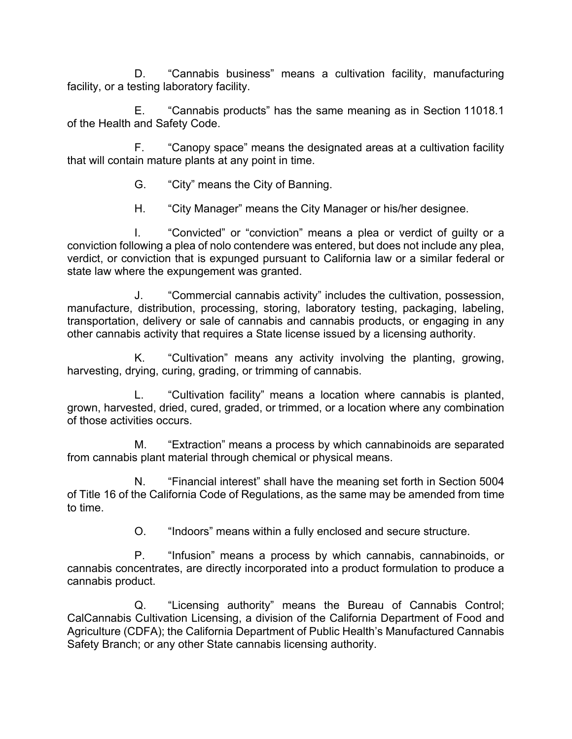D. "Cannabis business" means a cultivation facility, manufacturing facility, or a testing laboratory facility.

E. "Cannabis products" has the same meaning as in Section 11018.1 of the Health and Safety Code.

F. "Canopy space" means the designated areas at a cultivation facility that will contain mature plants at any point in time.

G. "City" means the City of Banning.

H. "City Manager" means the City Manager or his/her designee.

I. "Convicted" or "conviction" means a plea or verdict of guilty or a conviction following a plea of nolo contendere was entered, but does not include any plea, verdict, or conviction that is expunged pursuant to California law or a similar federal or state law where the expungement was granted.

J. "Commercial cannabis activity" includes the cultivation, possession, manufacture, distribution, processing, storing, laboratory testing, packaging, labeling, transportation, delivery or sale of cannabis and cannabis products, or engaging in any other cannabis activity that requires a State license issued by a licensing authority.

K. "Cultivation" means any activity involving the planting, growing, harvesting, drying, curing, grading, or trimming of cannabis.

L. "Cultivation facility" means a location where cannabis is planted, grown, harvested, dried, cured, graded, or trimmed, or a location where any combination of those activities occurs.

M. "Extraction" means a process by which cannabinoids are separated from cannabis plant material through chemical or physical means.

N. "Financial interest" shall have the meaning set forth in Section 5004 of Title 16 of the California Code of Regulations, as the same may be amended from time to time.

O. "Indoors" means within a fully enclosed and secure structure.

P. "Infusion" means a process by which cannabis, cannabinoids, or cannabis concentrates, are directly incorporated into a product formulation to produce a cannabis product.

Q. "Licensing authority" means the Bureau of Cannabis Control; CalCannabis Cultivation Licensing, a division of the California Department of Food and Agriculture (CDFA); the California Department of Public Health's Manufactured Cannabis Safety Branch; or any other State cannabis licensing authority.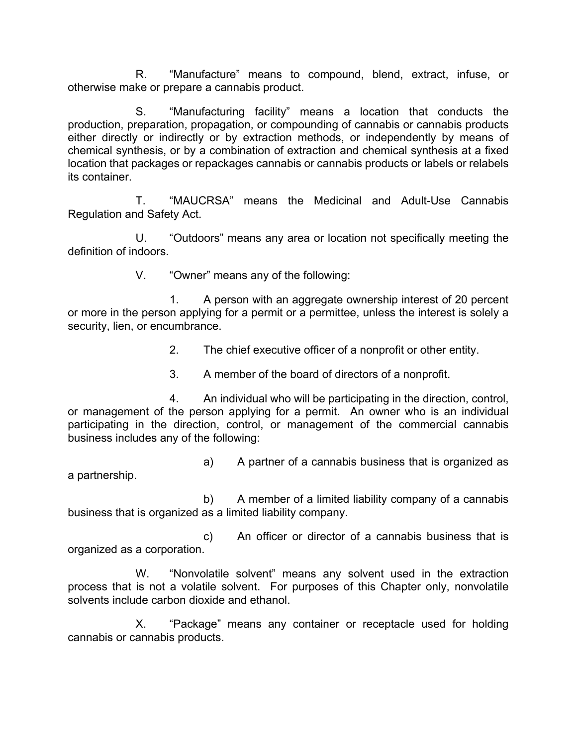R. "Manufacture" means to compound, blend, extract, infuse, or otherwise make or prepare a cannabis product.

S. "Manufacturing facility" means a location that conducts the production, preparation, propagation, or compounding of cannabis or cannabis products either directly or indirectly or by extraction methods, or independently by means of chemical synthesis, or by a combination of extraction and chemical synthesis at a fixed location that packages or repackages cannabis or cannabis products or labels or relabels its container.

T. "MAUCRSA" means the Medicinal and Adult-Use Cannabis Regulation and Safety Act.

U. "Outdoors" means any area or location not specifically meeting the definition of indoors.

V. "Owner" means any of the following:

1. A person with an aggregate ownership interest of 20 percent or more in the person applying for a permit or a permittee, unless the interest is solely a security, lien, or encumbrance.

2. The chief executive officer of a nonprofit or other entity.

3. A member of the board of directors of a nonprofit.

4. An individual who will be participating in the direction, control, or management of the person applying for a permit. An owner who is an individual participating in the direction, control, or management of the commercial cannabis business includes any of the following:

a) A partner of a cannabis business that is organized as a partnership.

b) A member of a limited liability company of a cannabis business that is organized as a limited liability company.

c) An officer or director of a cannabis business that is organized as a corporation.

W. "Nonvolatile solvent" means any solvent used in the extraction process that is not a volatile solvent. For purposes of this Chapter only, nonvolatile solvents include carbon dioxide and ethanol.

X. "Package" means any container or receptacle used for holding cannabis or cannabis products.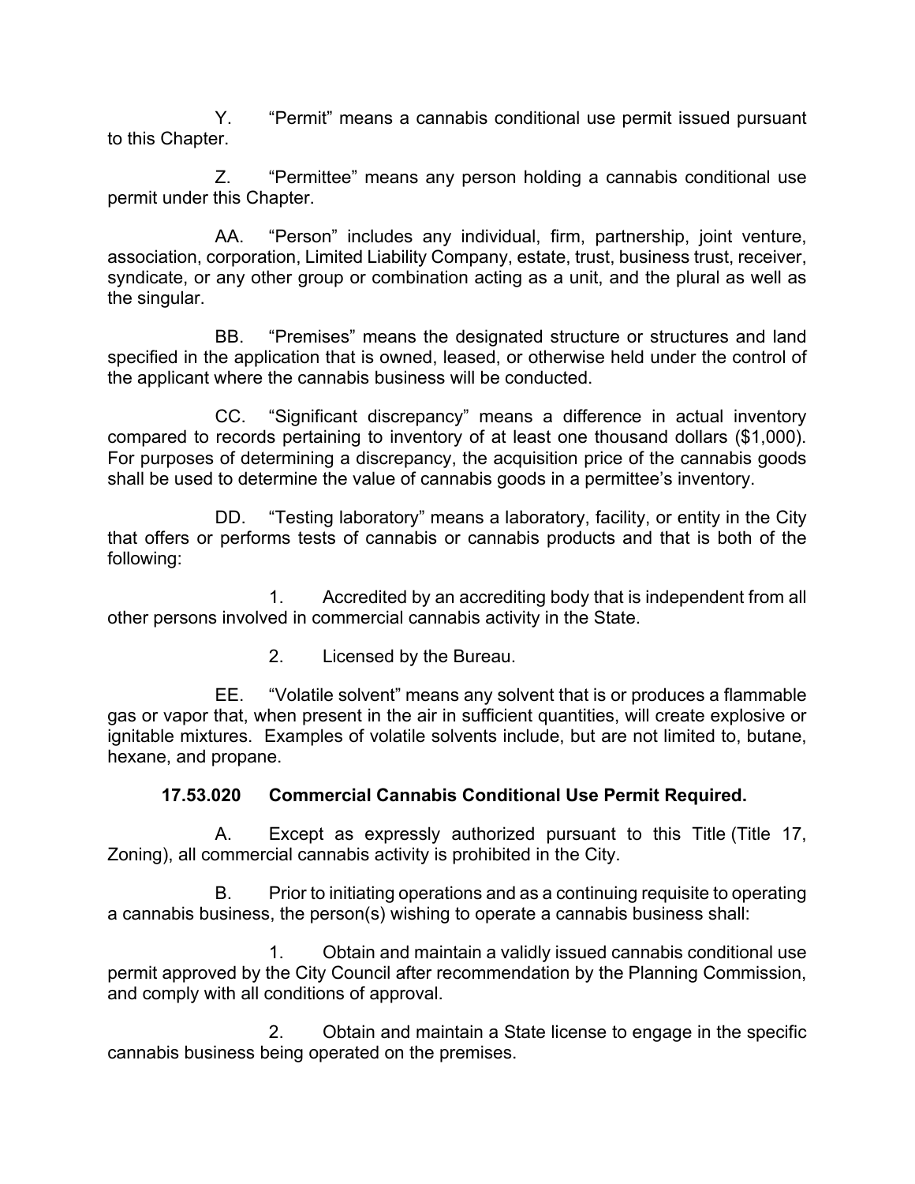Y. “Permit” means a cannabis conditional use permit issued pursuant to this Chapter.

Z. “Permittee” means any person holding a cannabis conditional use permit under this Chapter.

AA. “Person” includes any individual, firm, partnership, joint venture, association, corporation, Limited Liability Company, estate, trust, business trust, receiver, syndicate, or any other group or combination acting as a unit, and the plural as well as the singular.

BB. “Premises” means the designated structure or structures and land specified in the application that is owned, leased, or otherwise held under the control of the applicant where the cannabis business will be conducted.

CC. “Significant discrepancy” means a difference in actual inventory compared to records pertaining to inventory of at least one thousand dollars ($1,000). For purposes of determining a discrepancy, the acquisition price of the cannabis goods shall be used to determine the value of cannabis goods in a permittee’s inventory.

DD. “Testing laboratory” means a laboratory, facility, or entity in the City that offers or performs tests of cannabis or cannabis products and that is both of the following:

1. Accredited by an accrediting body that is independent from all other persons involved in commercial cannabis activity in the State.

2. Licensed by the Bureau.

EE. “Volatile solvent” means any solvent that is or produces a flammable gas or vapor that, when present in the air in sufficient quantities, will create explosive or ignitable mixtures. Examples of volatile solvents include, but are not limited to, butane, hexane, and propane.

**17.53.020 Commercial Cannabis Conditional Use Permit Required.**

A. Except as expressly authorized pursuant to this Title (Title 17, Zoning), all commercial cannabis activity is prohibited in the City.

B. Prior to initiating operations and as a continuing requisite to operating a cannabis business, the person(s) wishing to operate a cannabis business shall:

1. Obtain and maintain a validly issued cannabis conditional use permit approved by the City Council after recommendation by the Planning Commission, and comply with all conditions of approval.

2. Obtain and maintain a State license to engage in the specific cannabis business being operated on the premises.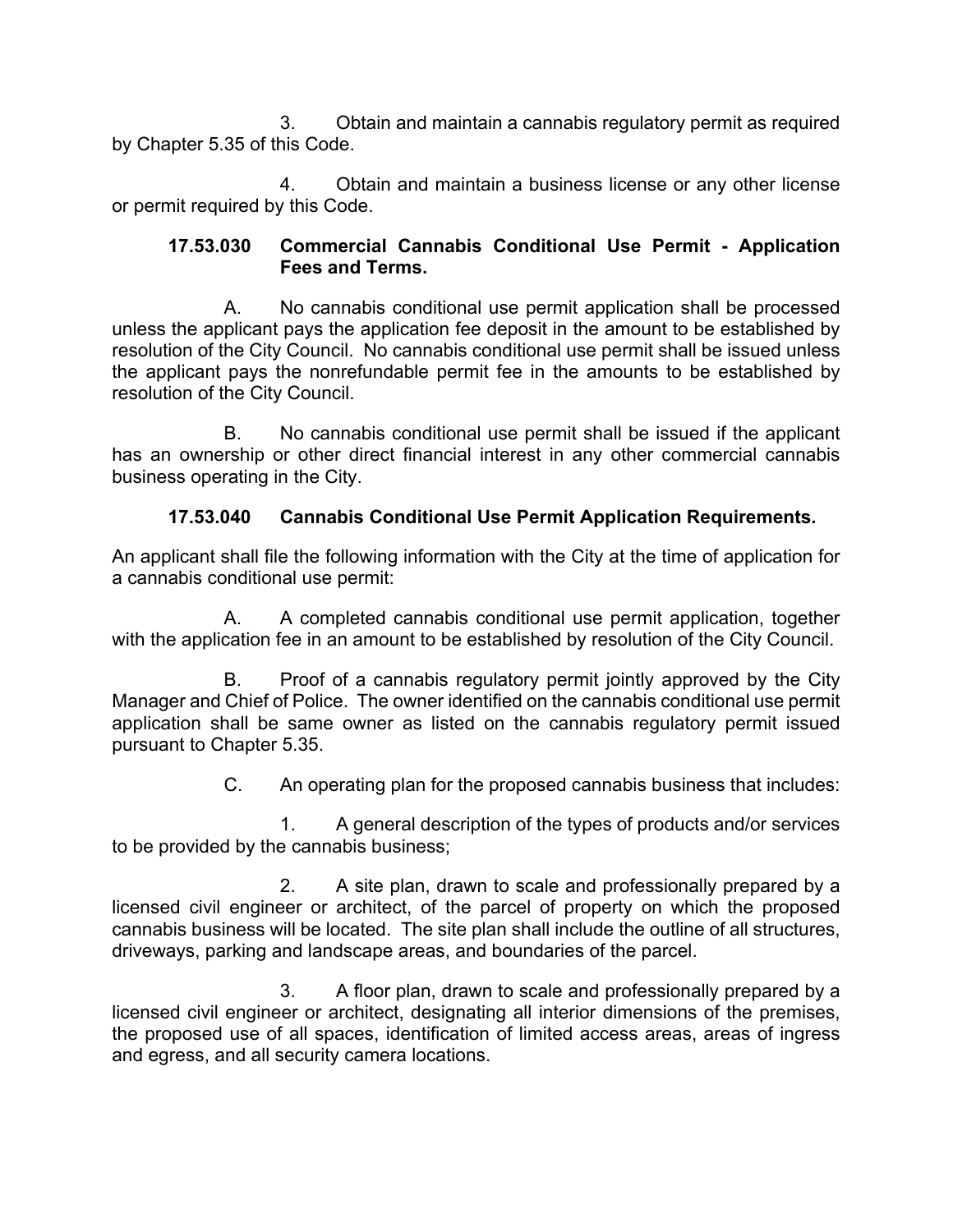3. Obtain and maintain a cannabis regulatory permit as required by Chapter 5.35 of this Code.

4. Obtain and maintain a business license or any other license or permit required by this Code.

**17.53.030 Commercial Cannabis Conditional Use Permit - Application Fees and Terms.**

A. No cannabis conditional use permit application shall be processed unless the applicant pays the application fee deposit in the amount to be established by resolution of the City Council. No cannabis conditional use permit shall be issued unless the applicant pays the nonrefundable permit fee in the amounts to be established by resolution of the City Council.

B. No cannabis conditional use permit shall be issued if the applicant has an ownership or other direct financial interest in any other commercial cannabis business operating in the City.

**17.53.040 Cannabis Conditional Use Permit Application Requirements.**

An applicant shall file the following information with the City at the time of application for a cannabis conditional use permit:

A. A completed cannabis conditional use permit application, together with the application fee in an amount to be established by resolution of the City Council.

B. Proof of a cannabis regulatory permit jointly approved by the City Manager and Chief of Police. The owner identified on the cannabis conditional use permit application shall be same owner as listed on the cannabis regulatory permit issued pursuant to Chapter 5.35.

C. An operating plan for the proposed cannabis business that includes:

1. A general description of the types of products and/or services to be provided by the cannabis business;

2. A site plan, drawn to scale and professionally prepared by a licensed civil engineer or architect, of the parcel of property on which the proposed cannabis business will be located. The site plan shall include the outline of all structures, driveways, parking and landscape areas, and boundaries of the parcel.

3. A floor plan, drawn to scale and professionally prepared by a licensed civil engineer or architect, designating all interior dimensions of the premises, the proposed use of all spaces, identification of limited access areas, areas of ingress and egress, and all security camera locations.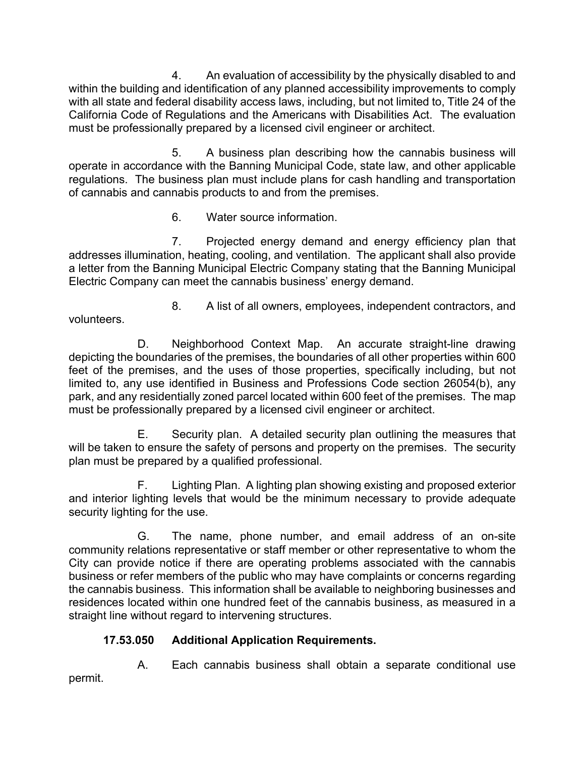4. An evaluation of accessibility by the physically disabled to and within the building and identification of any planned accessibility improvements to comply with all state and federal disability access laws, including, but not limited to, Title 24 of the California Code of Regulations and the Americans with Disabilities Act. The evaluation must be professionally prepared by a licensed civil engineer or architect.

5. A business plan describing how the cannabis business will operate in accordance with the Banning Municipal Code, state law, and other applicable regulations. The business plan must include plans for cash handling and transportation of cannabis and cannabis products to and from the premises.

6. Water source information.

7. Projected energy demand and energy efficiency plan that addresses illumination, heating, cooling, and ventilation. The applicant shall also provide a letter from the Banning Municipal Electric Company stating that the Banning Municipal Electric Company can meet the cannabis business' energy demand.

8. A list of all owners, employees, independent contractors, and volunteers.

D. Neighborhood Context Map. An accurate straight-line drawing depicting the boundaries of the premises, the boundaries of all other properties within 600 feet of the premises, and the uses of those properties, specifically including, but not limited to, any use identified in Business and Professions Code section 26054(b), any park, and any residentially zoned parcel located within 600 feet of the premises. The map must be professionally prepared by a licensed civil engineer or architect.

E. Security plan. A detailed security plan outlining the measures that will be taken to ensure the safety of persons and property on the premises. The security plan must be prepared by a qualified professional.

F. Lighting Plan. A lighting plan showing existing and proposed exterior and interior lighting levels that would be the minimum necessary to provide adequate security lighting for the use.

G. The name, phone number, and email address of an on-site community relations representative or staff member or other representative to whom the City can provide notice if there are operating problems associated with the cannabis business or refer members of the public who may have complaints or concerns regarding the cannabis business. This information shall be available to neighboring businesses and residences located within one hundred feet of the cannabis business, as measured in a straight line without regard to intervening structures.

**17.53.050 Additional Application Requirements.**

A. Each cannabis business shall obtain a separate conditional use permit.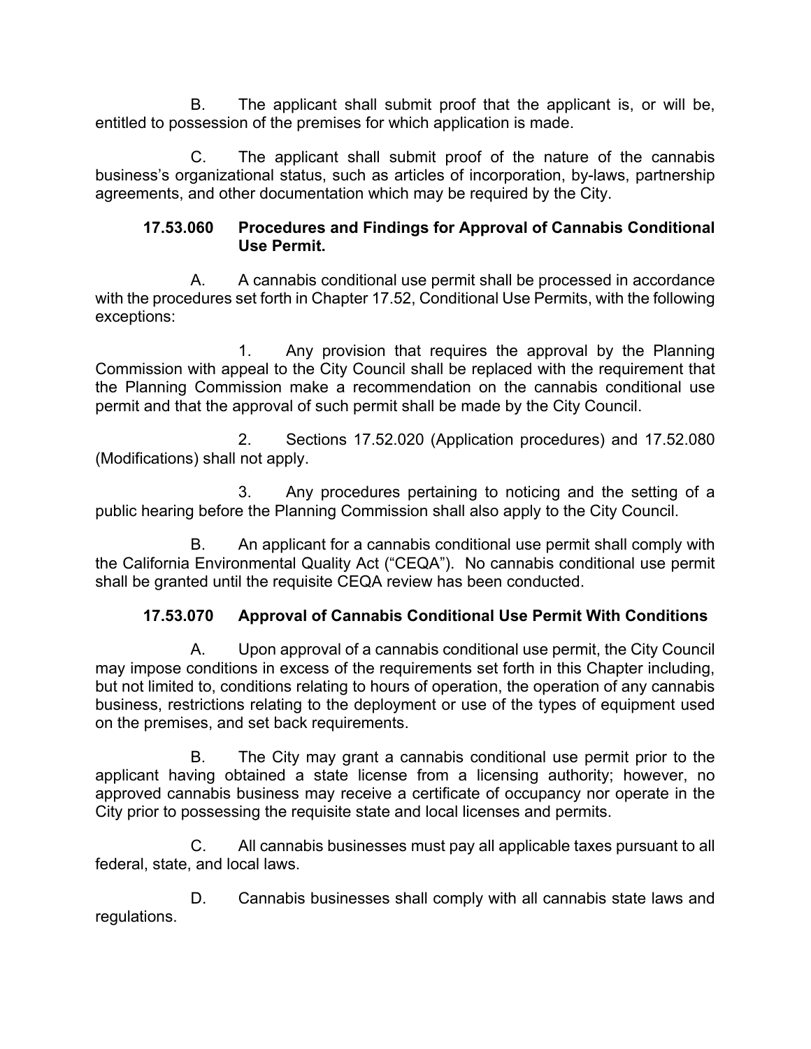B. The applicant shall submit proof that the applicant is, or will be, entitled to possession of the premises for which application is made.

C. The applicant shall submit proof of the nature of the cannabis business's organizational status, such as articles of incorporation, by-laws, partnership agreements, and other documentation which may be required by the City.

**17.53.060 Procedures and Findings for Approval of Cannabis Conditional Use Permit.**

A. A cannabis conditional use permit shall be processed in accordance with the procedures set forth in Chapter 17.52, Conditional Use Permits, with the following exceptions:

1. Any provision that requires the approval by the Planning Commission with appeal to the City Council shall be replaced with the requirement that the Planning Commission make a recommendation on the cannabis conditional use permit and that the approval of such permit shall be made by the City Council.

2. Sections 17.52.020 (Application procedures) and 17.52.080 (Modifications) shall not apply.

3. Any procedures pertaining to noticing and the setting of a public hearing before the Planning Commission shall also apply to the City Council.

B. An applicant for a cannabis conditional use permit shall comply with the California Environmental Quality Act ("CEQA"). No cannabis conditional use permit shall be granted until the requisite CEQA review has been conducted.

**17.53.070 Approval of Cannabis Conditional Use Permit With Conditions**

A. Upon approval of a cannabis conditional use permit, the City Council may impose conditions in excess of the requirements set forth in this Chapter including, but not limited to, conditions relating to hours of operation, the operation of any cannabis business, restrictions relating to the deployment or use of the types of equipment used on the premises, and set back requirements.

B. The City may grant a cannabis conditional use permit prior to the applicant having obtained a state license from a licensing authority; however, no approved cannabis business may receive a certificate of occupancy nor operate in the City prior to possessing the requisite state and local licenses and permits.

C. All cannabis businesses must pay all applicable taxes pursuant to all federal, state, and local laws.

D. Cannabis businesses shall comply with all cannabis state laws and regulations.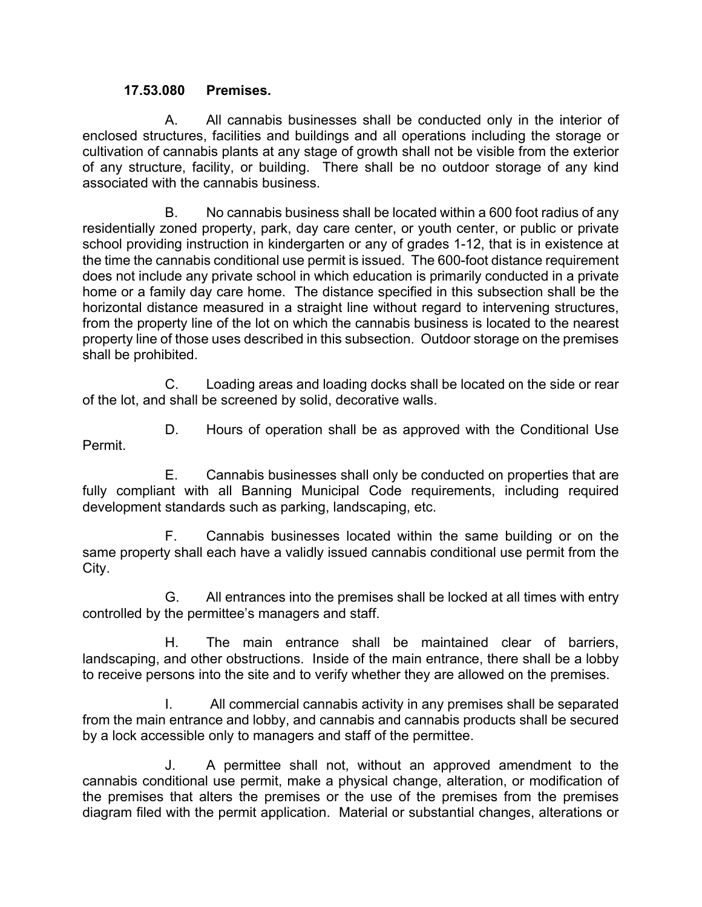**17.53.080 Premises.**

A. All cannabis businesses shall be conducted only in the interior of enclosed structures, facilities and buildings and all operations including the storage or cultivation of cannabis plants at any stage of growth shall not be visible from the exterior of any structure, facility, or building. There shall be no outdoor storage of any kind associated with the cannabis business.

B. No cannabis business shall be located within a 600 foot radius of any residentially zoned property, park, day care center, or youth center, or public or private school providing instruction in kindergarten or any of grades 1-12, that is in existence at the time the cannabis conditional use permit is issued. The 600-foot distance requirement does not include any private school in which education is primarily conducted in a private home or a family day care home. The distance specified in this subsection shall be the horizontal distance measured in a straight line without regard to intervening structures, from the property line of the lot on which the cannabis business is located to the nearest property line of those uses described in this subsection. Outdoor storage on the premises shall be prohibited.

C. Loading areas and loading docks shall be located on the side or rear of the lot, and shall be screened by solid, decorative walls.

D. Hours of operation shall be as approved with the Conditional Use Permit.

E. Cannabis businesses shall only be conducted on properties that are fully compliant with all Banning Municipal Code requirements, including required development standards such as parking, landscaping, etc.

F. Cannabis businesses located within the same building or on the same property shall each have a validly issued cannabis conditional use permit from the City.

G. All entrances into the premises shall be locked at all times with entry controlled by the permittee's managers and staff.

H. The main entrance shall be maintained clear of barriers, landscaping, and other obstructions. Inside of the main entrance, there shall be a lobby to receive persons into the site and to verify whether they are allowed on the premises.

I. All commercial cannabis activity in any premises shall be separated from the main entrance and lobby, and cannabis and cannabis products shall be secured by a lock accessible only to managers and staff of the permittee.

J. A permittee shall not, without an approved amendment to the cannabis conditional use permit, make a physical change, alteration, or modification of the premises that alters the premises or the use of the premises from the premises diagram filed with the permit application. Material or substantial changes, alterations or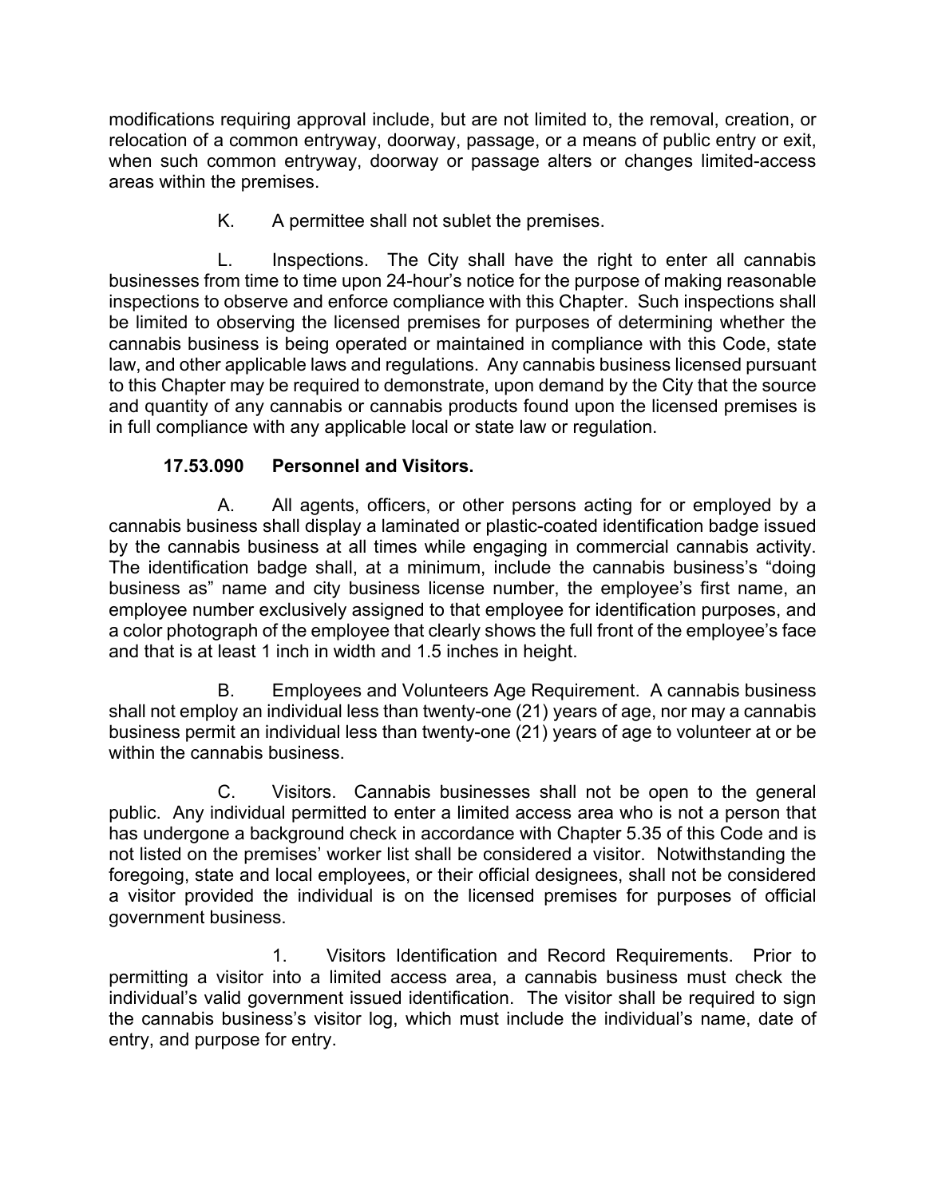modifications requiring approval include, but are not limited to, the removal, creation, or relocation of a common entryway, doorway, passage, or a means of public entry or exit, when such common entryway, doorway or passage alters or changes limited-access areas within the premises.

K. A permittee shall not sublet the premises.

L. Inspections. The City shall have the right to enter all cannabis businesses from time to time upon 24-hour's notice for the purpose of making reasonable inspections to observe and enforce compliance with this Chapter. Such inspections shall be limited to observing the licensed premises for purposes of determining whether the cannabis business is being operated or maintained in compliance with this Code, state law, and other applicable laws and regulations. Any cannabis business licensed pursuant to this Chapter may be required to demonstrate, upon demand by the City that the source and quantity of any cannabis or cannabis products found upon the licensed premises is in full compliance with any applicable local or state law or regulation.

**17.53.090 Personnel and Visitors.**

A. All agents, officers, or other persons acting for or employed by a cannabis business shall display a laminated or plastic-coated identification badge issued by the cannabis business at all times while engaging in commercial cannabis activity. The identification badge shall, at a minimum, include the cannabis business's "doing business as" name and city business license number, the employee's first name, an employee number exclusively assigned to that employee for identification purposes, and a color photograph of the employee that clearly shows the full front of the employee's face and that is at least 1 inch in width and 1.5 inches in height.

B. Employees and Volunteers Age Requirement. A cannabis business shall not employ an individual less than twenty-one (21) years of age, nor may a cannabis business permit an individual less than twenty-one (21) years of age to volunteer at or be within the cannabis business.

C. Visitors. Cannabis businesses shall not be open to the general public. Any individual permitted to enter a limited access area who is not a person that has undergone a background check in accordance with Chapter 5.35 of this Code and is not listed on the premises' worker list shall be considered a visitor. Notwithstanding the foregoing, state and local employees, or their official designees, shall not be considered a visitor provided the individual is on the licensed premises for purposes of official government business.

1. Visitors Identification and Record Requirements. Prior to permitting a visitor into a limited access area, a cannabis business must check the individual's valid government issued identification. The visitor shall be required to sign the cannabis business's visitor log, which must include the individual's name, date of entry, and purpose for entry.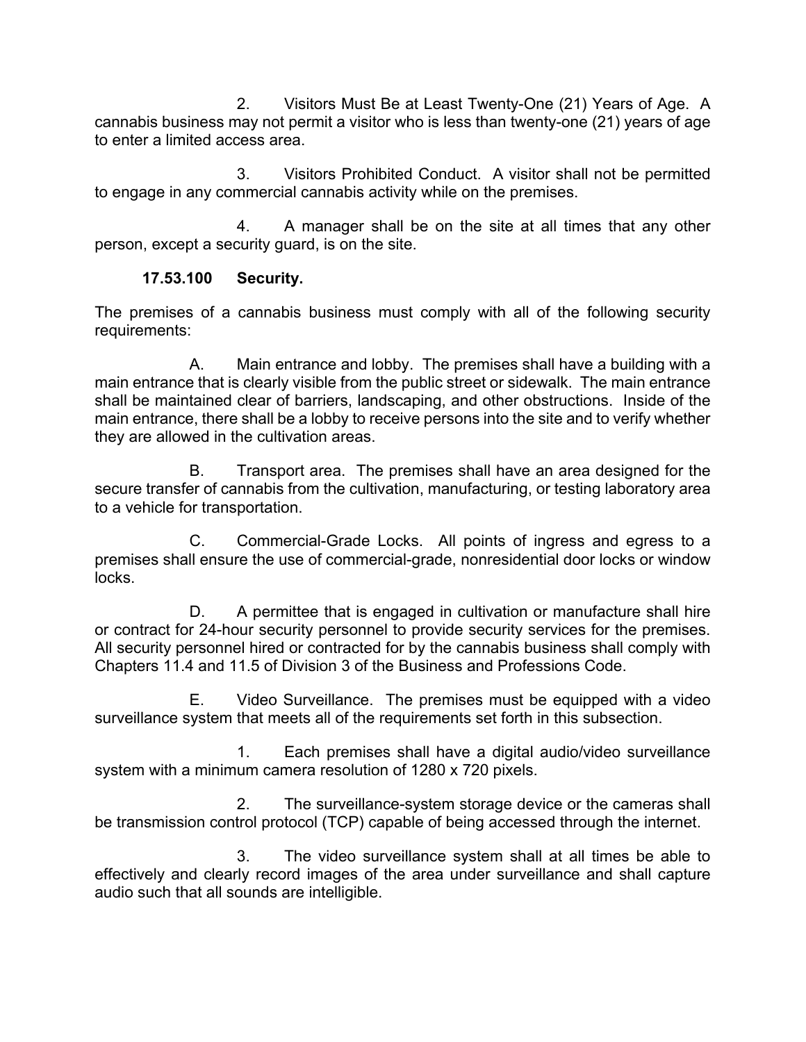2. Visitors Must Be at Least Twenty-One (21) Years of Age. A cannabis business may not permit a visitor who is less than twenty-one (21) years of age to enter a limited access area.

3. Visitors Prohibited Conduct. A visitor shall not be permitted to engage in any commercial cannabis activity while on the premises.

4. A manager shall be on the site at all times that any other person, except a security guard, is on the site.

**17.53.100 Security.**

The premises of a cannabis business must comply with all of the following security requirements:

A. Main entrance and lobby. The premises shall have a building with a main entrance that is clearly visible from the public street or sidewalk. The main entrance shall be maintained clear of barriers, landscaping, and other obstructions. Inside of the main entrance, there shall be a lobby to receive persons into the site and to verify whether they are allowed in the cultivation areas.

B. Transport area. The premises shall have an area designed for the secure transfer of cannabis from the cultivation, manufacturing, or testing laboratory area to a vehicle for transportation.

C. Commercial-Grade Locks. All points of ingress and egress to a premises shall ensure the use of commercial-grade, nonresidential door locks or window locks.

D. A permittee that is engaged in cultivation or manufacture shall hire or contract for 24-hour security personnel to provide security services for the premises. All security personnel hired or contracted for by the cannabis business shall comply with Chapters 11.4 and 11.5 of Division 3 of the Business and Professions Code.

E. Video Surveillance. The premises must be equipped with a video surveillance system that meets all of the requirements set forth in this subsection.

1. Each premises shall have a digital audio/video surveillance system with a minimum camera resolution of 1280 x 720 pixels.

2. The surveillance-system storage device or the cameras shall be transmission control protocol (TCP) capable of being accessed through the internet.

3. The video surveillance system shall at all times be able to effectively and clearly record images of the area under surveillance and shall capture audio such that all sounds are intelligible.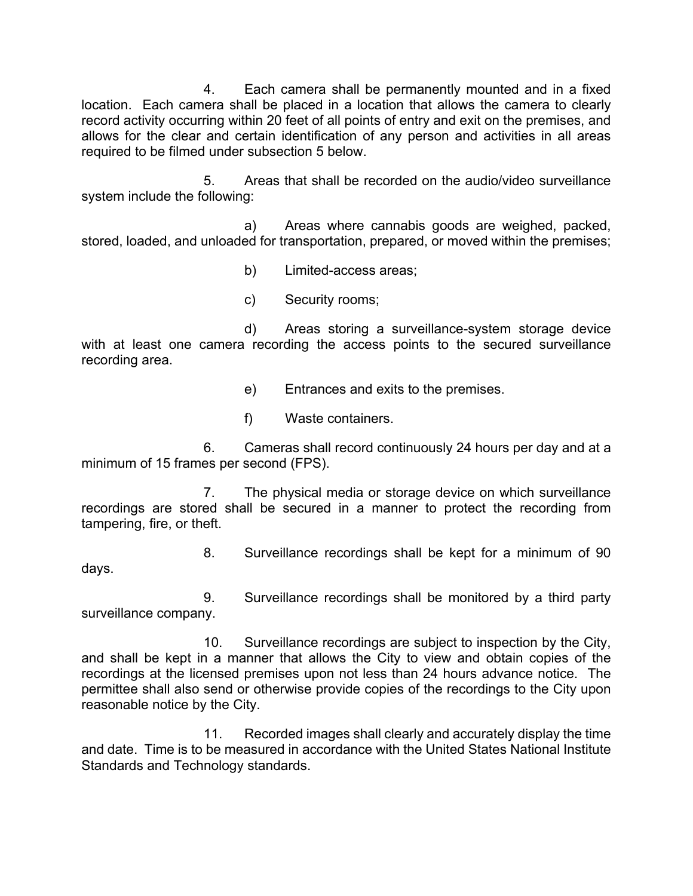4. Each camera shall be permanently mounted and in a fixed location. Each camera shall be placed in a location that allows the camera to clearly record activity occurring within 20 feet of all points of entry and exit on the premises, and allows for the clear and certain identification of any person and activities in all areas required to be filmed under subsection 5 below.

5. Areas that shall be recorded on the audio/video surveillance system include the following:

a) Areas where cannabis goods are weighed, packed, stored, loaded, and unloaded for transportation, prepared, or moved within the premises;

b) Limited-access areas;

c) Security rooms;

d) Areas storing a surveillance-system storage device with at least one camera recording the access points to the secured surveillance recording area.

e) Entrances and exits to the premises.

f) Waste containers.

6. Cameras shall record continuously 24 hours per day and at a minimum of 15 frames per second (FPS).

7. The physical media or storage device on which surveillance recordings are stored shall be secured in a manner to protect the recording from tampering, fire, or theft.

8. Surveillance recordings shall be kept for a minimum of 90 days.

9. Surveillance recordings shall be monitored by a third party surveillance company.

10. Surveillance recordings are subject to inspection by the City, and shall be kept in a manner that allows the City to view and obtain copies of the recordings at the licensed premises upon not less than 24 hours advance notice. The permittee shall also send or otherwise provide copies of the recordings to the City upon reasonable notice by the City.

11. Recorded images shall clearly and accurately display the time and date. Time is to be measured in accordance with the United States National Institute Standards and Technology standards.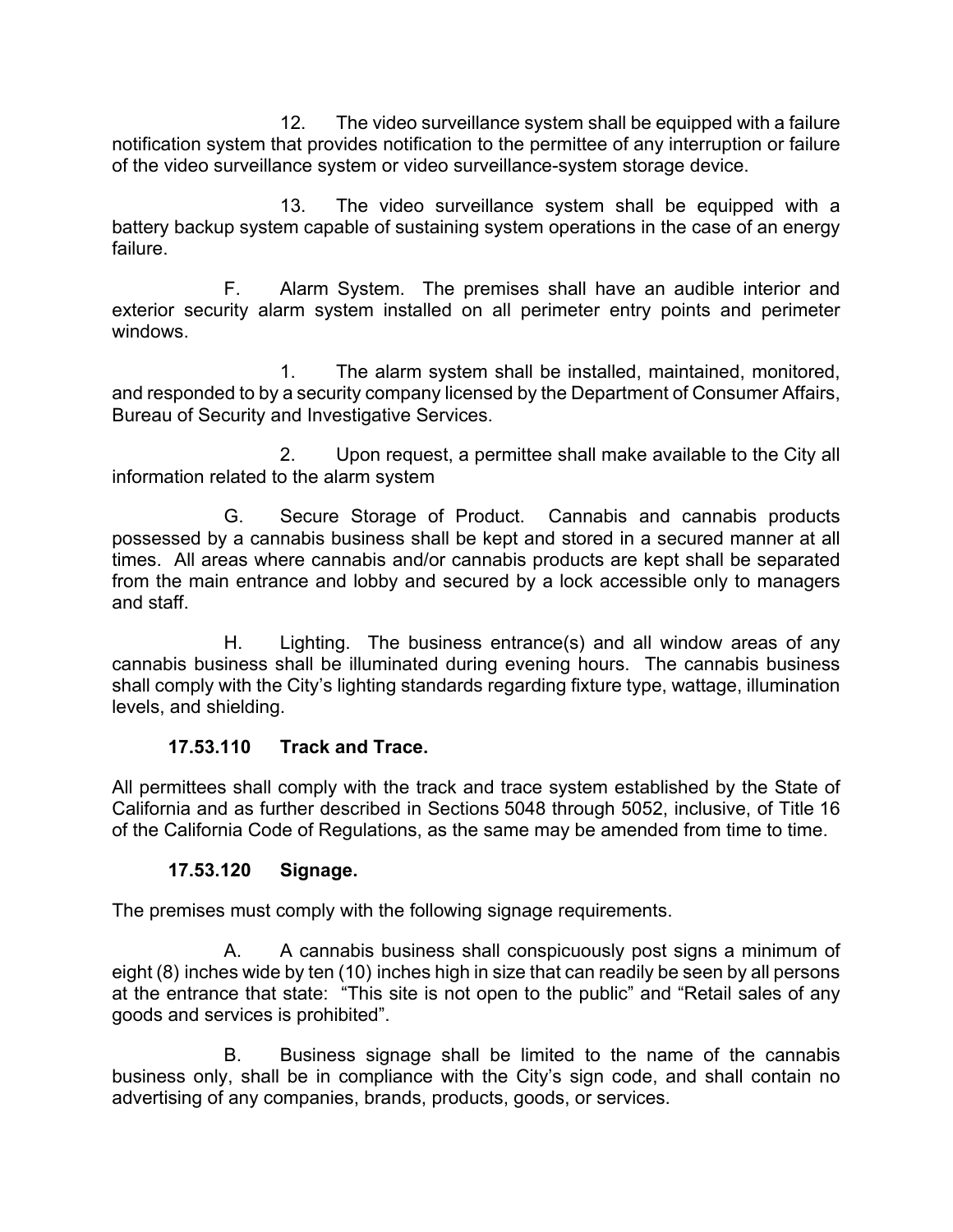12. The video surveillance system shall be equipped with a failure notification system that provides notification to the permittee of any interruption or failure of the video surveillance system or video surveillance-system storage device.

13. The video surveillance system shall be equipped with a battery backup system capable of sustaining system operations in the case of an energy failure.

F. Alarm System. The premises shall have an audible interior and exterior security alarm system installed on all perimeter entry points and perimeter windows.

1. The alarm system shall be installed, maintained, monitored, and responded to by a security company licensed by the Department of Consumer Affairs, Bureau of Security and Investigative Services.

2. Upon request, a permittee shall make available to the City all information related to the alarm system

G. Secure Storage of Product. Cannabis and cannabis products possessed by a cannabis business shall be kept and stored in a secured manner at all times. All areas where cannabis and/or cannabis products are kept shall be separated from the main entrance and lobby and secured by a lock accessible only to managers and staff.

H. Lighting. The business entrance(s) and all window areas of any cannabis business shall be illuminated during evening hours. The cannabis business shall comply with the City's lighting standards regarding fixture type, wattage, illumination levels, and shielding.

**17.53.110 Track and Trace.**

All permittees shall comply with the track and trace system established by the State of California and as further described in Sections 5048 through 5052, inclusive, of Title 16 of the California Code of Regulations, as the same may be amended from time to time.

**17.53.120 Signage.**

The premises must comply with the following signage requirements.

A. A cannabis business shall conspicuously post signs a minimum of eight (8) inches wide by ten (10) inches high in size that can readily be seen by all persons at the entrance that state: "This site is not open to the public" and "Retail sales of any goods and services is prohibited".

B. Business signage shall be limited to the name of the cannabis business only, shall be in compliance with the City's sign code, and shall contain no advertising of any companies, brands, products, goods, or services.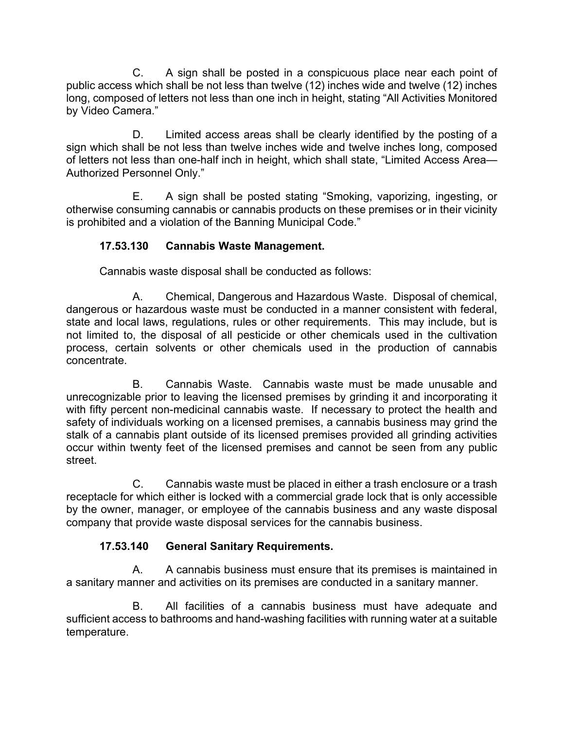C. A sign shall be posted in a conspicuous place near each point of public access which shall be not less than twelve (12) inches wide and twelve (12) inches long, composed of letters not less than one inch in height, stating "All Activities Monitored by Video Camera."

D. Limited access areas shall be clearly identified by the posting of a sign which shall be not less than twelve inches wide and twelve inches long, composed of letters not less than one-half inch in height, which shall state, "Limited Access Area—Authorized Personnel Only."

E. A sign shall be posted stating "Smoking, vaporizing, ingesting, or otherwise consuming cannabis or cannabis products on these premises or in their vicinity is prohibited and a violation of the Banning Municipal Code."

**17.53.130 Cannabis Waste Management.**

Cannabis waste disposal shall be conducted as follows:

A. Chemical, Dangerous and Hazardous Waste. Disposal of chemical, dangerous or hazardous waste must be conducted in a manner consistent with federal, state and local laws, regulations, rules or other requirements. This may include, but is not limited to, the disposal of all pesticide or other chemicals used in the cultivation process, certain solvents or other chemicals used in the production of cannabis concentrate.

B. Cannabis Waste. Cannabis waste must be made unusable and unrecognizable prior to leaving the licensed premises by grinding it and incorporating it with fifty percent non-medicinal cannabis waste. If necessary to protect the health and safety of individuals working on a licensed premises, a cannabis business may grind the stalk of a cannabis plant outside of its licensed premises provided all grinding activities occur within twenty feet of the licensed premises and cannot be seen from any public street.

C. Cannabis waste must be placed in either a trash enclosure or a trash receptacle for which either is locked with a commercial grade lock that is only accessible by the owner, manager, or employee of the cannabis business and any waste disposal company that provide waste disposal services for the cannabis business.

**17.53.140 General Sanitary Requirements.**

A. A cannabis business must ensure that its premises is maintained in a sanitary manner and activities on its premises are conducted in a sanitary manner.

B. All facilities of a cannabis business must have adequate and sufficient access to bathrooms and hand-washing facilities with running water at a suitable temperature.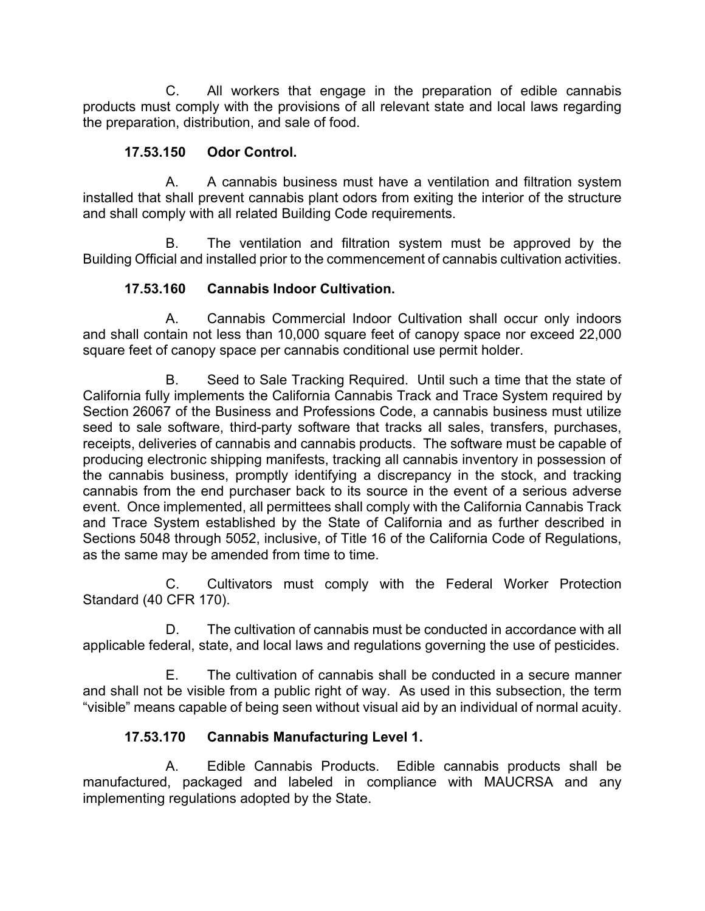C. All workers that engage in the preparation of edible cannabis products must comply with the provisions of all relevant state and local laws regarding the preparation, distribution, and sale of food.

**17.53.150 Odor Control.**

A. A cannabis business must have a ventilation and filtration system installed that shall prevent cannabis plant odors from exiting the interior of the structure and shall comply with all related Building Code requirements.

B. The ventilation and filtration system must be approved by the Building Official and installed prior to the commencement of cannabis cultivation activities.

**17.53.160 Cannabis Indoor Cultivation.**

A. Cannabis Commercial Indoor Cultivation shall occur only indoors and shall contain not less than 10,000 square feet of canopy space nor exceed 22,000 square feet of canopy space per cannabis conditional use permit holder.

B. Seed to Sale Tracking Required. Until such a time that the state of California fully implements the California Cannabis Track and Trace System required by Section 26067 of the Business and Professions Code, a cannabis business must utilize seed to sale software, third-party software that tracks all sales, transfers, purchases, receipts, deliveries of cannabis and cannabis products. The software must be capable of producing electronic shipping manifests, tracking all cannabis inventory in possession of the cannabis business, promptly identifying a discrepancy in the stock, and tracking cannabis from the end purchaser back to its source in the event of a serious adverse event. Once implemented, all permittees shall comply with the California Cannabis Track and Trace System established by the State of California and as further described in Sections 5048 through 5052, inclusive, of Title 16 of the California Code of Regulations, as the same may be amended from time to time.

C. Cultivators must comply with the Federal Worker Protection Standard (40 CFR 170).

D. The cultivation of cannabis must be conducted in accordance with all applicable federal, state, and local laws and regulations governing the use of pesticides.

E. The cultivation of cannabis shall be conducted in a secure manner and shall not be visible from a public right of way. As used in this subsection, the term "visible" means capable of being seen without visual aid by an individual of normal acuity.

**17.53.170 Cannabis Manufacturing Level 1.**

A. Edible Cannabis Products. Edible cannabis products shall be manufactured, packaged and labeled in compliance with MAUCRSA and any implementing regulations adopted by the State.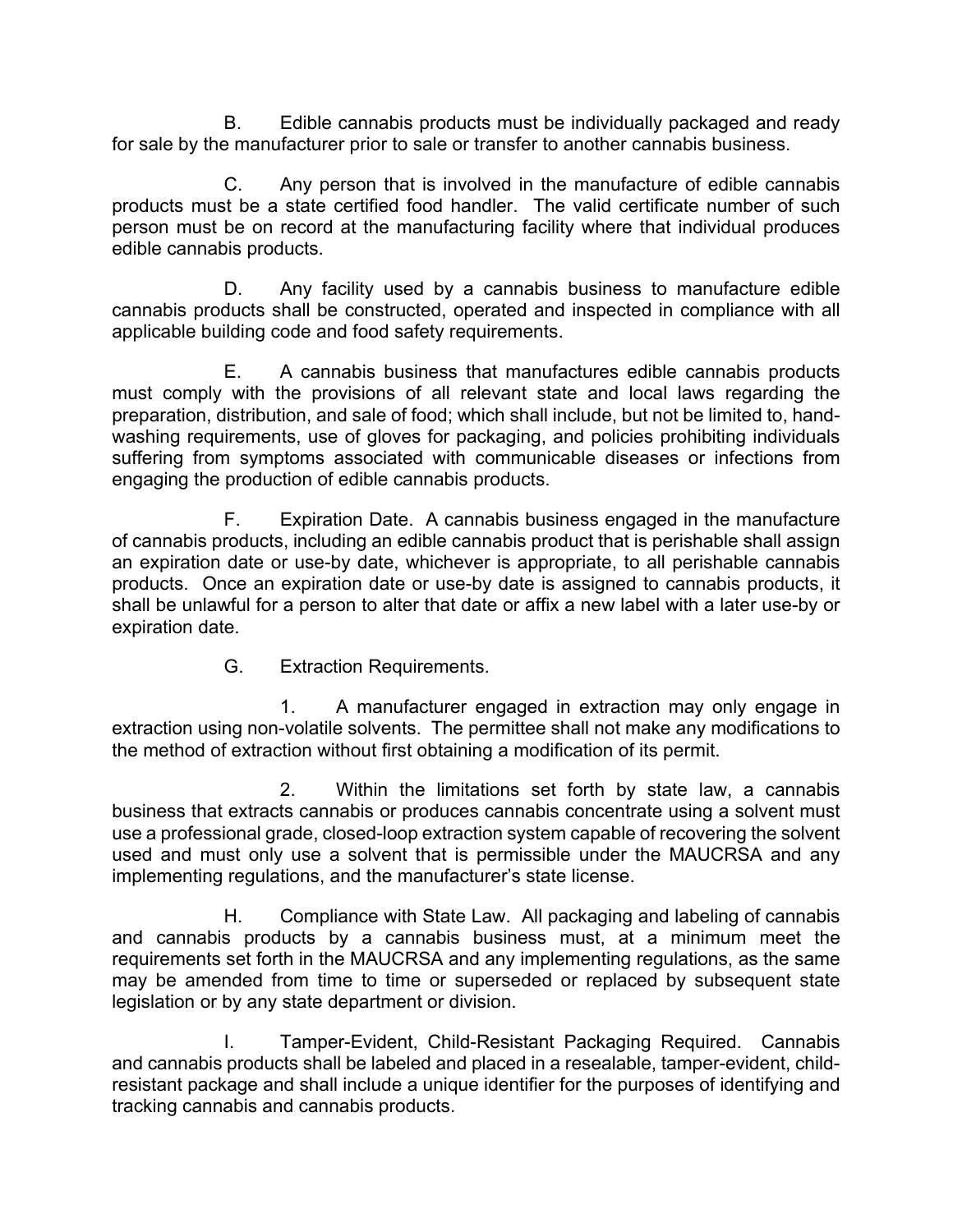B. Edible cannabis products must be individually packaged and ready for sale by the manufacturer prior to sale or transfer to another cannabis business.

C. Any person that is involved in the manufacture of edible cannabis products must be a state certified food handler. The valid certificate number of such person must be on record at the manufacturing facility where that individual produces edible cannabis products.

D. Any facility used by a cannabis business to manufacture edible cannabis products shall be constructed, operated and inspected in compliance with all applicable building code and food safety requirements.

E. A cannabis business that manufactures edible cannabis products must comply with the provisions of all relevant state and local laws regarding the preparation, distribution, and sale of food; which shall include, but not be limited to, hand-washing requirements, use of gloves for packaging, and policies prohibiting individuals suffering from symptoms associated with communicable diseases or infections from engaging the production of edible cannabis products.

F. Expiration Date. A cannabis business engaged in the manufacture of cannabis products, including an edible cannabis product that is perishable shall assign an expiration date or use-by date, whichever is appropriate, to all perishable cannabis products. Once an expiration date or use-by date is assigned to cannabis products, it shall be unlawful for a person to alter that date or affix a new label with a later use-by or expiration date.

G. Extraction Requirements.

1. A manufacturer engaged in extraction may only engage in extraction using non-volatile solvents. The permittee shall not make any modifications to the method of extraction without first obtaining a modification of its permit.

2. Within the limitations set forth by state law, a cannabis business that extracts cannabis or produces cannabis concentrate using a solvent must use a professional grade, closed-loop extraction system capable of recovering the solvent used and must only use a solvent that is permissible under the MAUCRSA and any implementing regulations, and the manufacturer's state license.

H. Compliance with State Law. All packaging and labeling of cannabis and cannabis products by a cannabis business must, at a minimum meet the requirements set forth in the MAUCRSA and any implementing regulations, as the same may be amended from time to time or superseded or replaced by subsequent state legislation or by any state department or division.

I. Tamper-Evident, Child-Resistant Packaging Required. Cannabis and cannabis products shall be labeled and placed in a resealable, tamper-evident, child-resistant package and shall include a unique identifier for the purposes of identifying and tracking cannabis and cannabis products.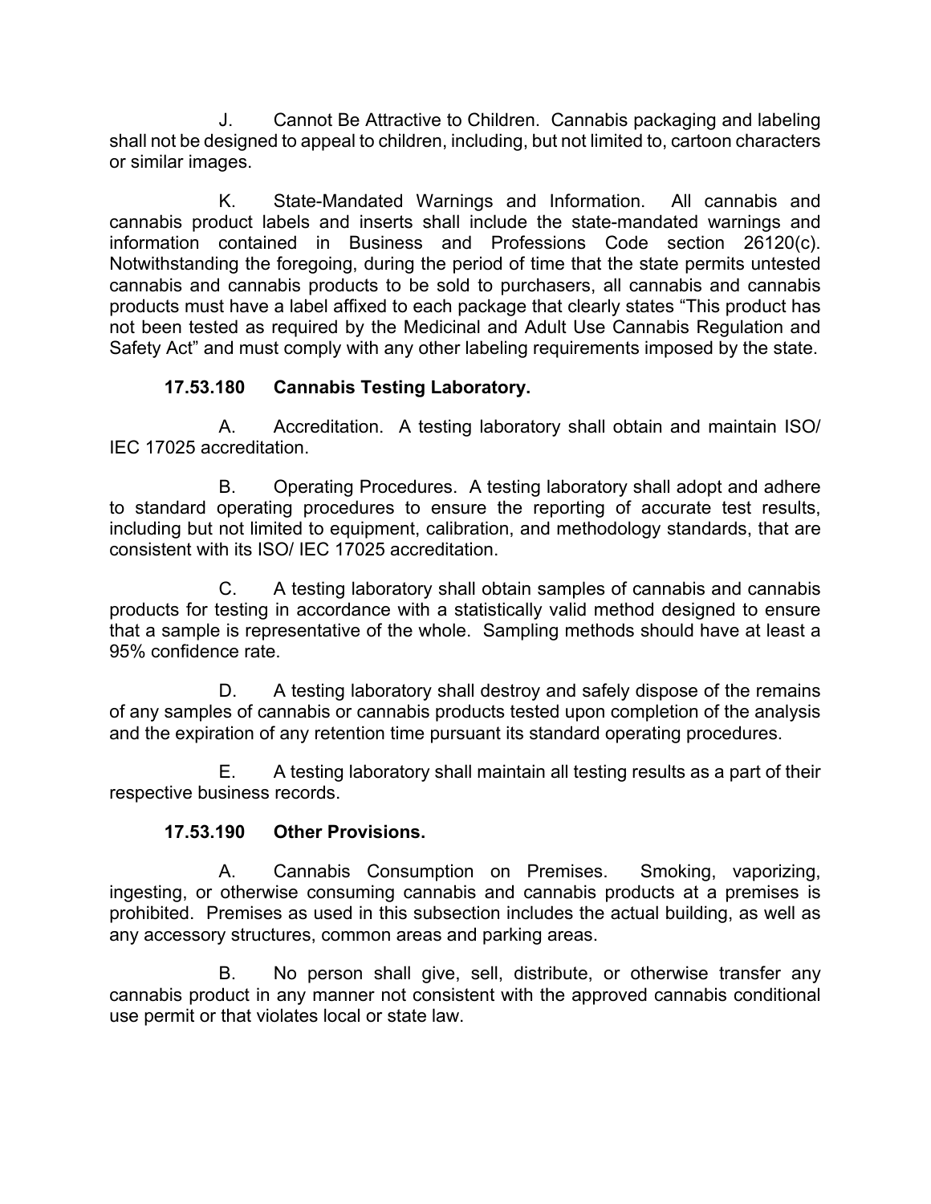J. Cannot Be Attractive to Children. Cannabis packaging and labeling shall not be designed to appeal to children, including, but not limited to, cartoon characters or similar images.

K. State-Mandated Warnings and Information. All cannabis and cannabis product labels and inserts shall include the state-mandated warnings and information contained in Business and Professions Code section 26120(c). Notwithstanding the foregoing, during the period of time that the state permits untested cannabis and cannabis products to be sold to purchasers, all cannabis and cannabis products must have a label affixed to each package that clearly states "This product has not been tested as required by the Medicinal and Adult Use Cannabis Regulation and Safety Act" and must comply with any other labeling requirements imposed by the state.

**17.53.180 Cannabis Testing Laboratory.**

A. Accreditation. A testing laboratory shall obtain and maintain ISO/ IEC 17025 accreditation.

B. Operating Procedures. A testing laboratory shall adopt and adhere to standard operating procedures to ensure the reporting of accurate test results, including but not limited to equipment, calibration, and methodology standards, that are consistent with its ISO/ IEC 17025 accreditation.

C. A testing laboratory shall obtain samples of cannabis and cannabis products for testing in accordance with a statistically valid method designed to ensure that a sample is representative of the whole. Sampling methods should have at least a 95% confidence rate.

D. A testing laboratory shall destroy and safely dispose of the remains of any samples of cannabis or cannabis products tested upon completion of the analysis and the expiration of any retention time pursuant its standard operating procedures.

E. A testing laboratory shall maintain all testing results as a part of their respective business records.

**17.53.190 Other Provisions.**

A. Cannabis Consumption on Premises. Smoking, vaporizing, ingesting, or otherwise consuming cannabis and cannabis products at a premises is prohibited. Premises as used in this subsection includes the actual building, as well as any accessory structures, common areas and parking areas.

B. No person shall give, sell, distribute, or otherwise transfer any cannabis product in any manner not consistent with the approved cannabis conditional use permit or that violates local or state law.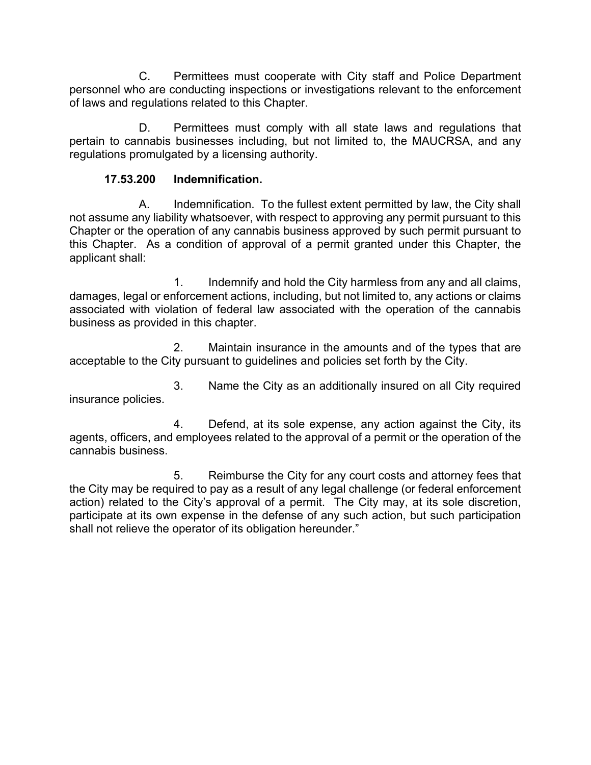C. Permittees must cooperate with City staff and Police Department personnel who are conducting inspections or investigations relevant to the enforcement of laws and regulations related to this Chapter.

D. Permittees must comply with all state laws and regulations that pertain to cannabis businesses including, but not limited to, the MAUCRSA, and any regulations promulgated by a licensing authority.

**17.53.200 Indemnification.**

A. Indemnification. To the fullest extent permitted by law, the City shall not assume any liability whatsoever, with respect to approving any permit pursuant to this Chapter or the operation of any cannabis business approved by such permit pursuant to this Chapter. As a condition of approval of a permit granted under this Chapter, the applicant shall:

1. Indemnify and hold the City harmless from any and all claims, damages, legal or enforcement actions, including, but not limited to, any actions or claims associated with violation of federal law associated with the operation of the cannabis business as provided in this chapter.

2. Maintain insurance in the amounts and of the types that are acceptable to the City pursuant to guidelines and policies set forth by the City.

3. Name the City as an additionally insured on all City required insurance policies.

4. Defend, at its sole expense, any action against the City, its agents, officers, and employees related to the approval of a permit or the operation of the cannabis business.

5. Reimburse the City for any court costs and attorney fees that the City may be required to pay as a result of any legal challenge (or federal enforcement action) related to the City's approval of a permit. The City may, at its sole discretion, participate at its own expense in the defense of any such action, but such participation shall not relieve the operator of its obligation hereunder."